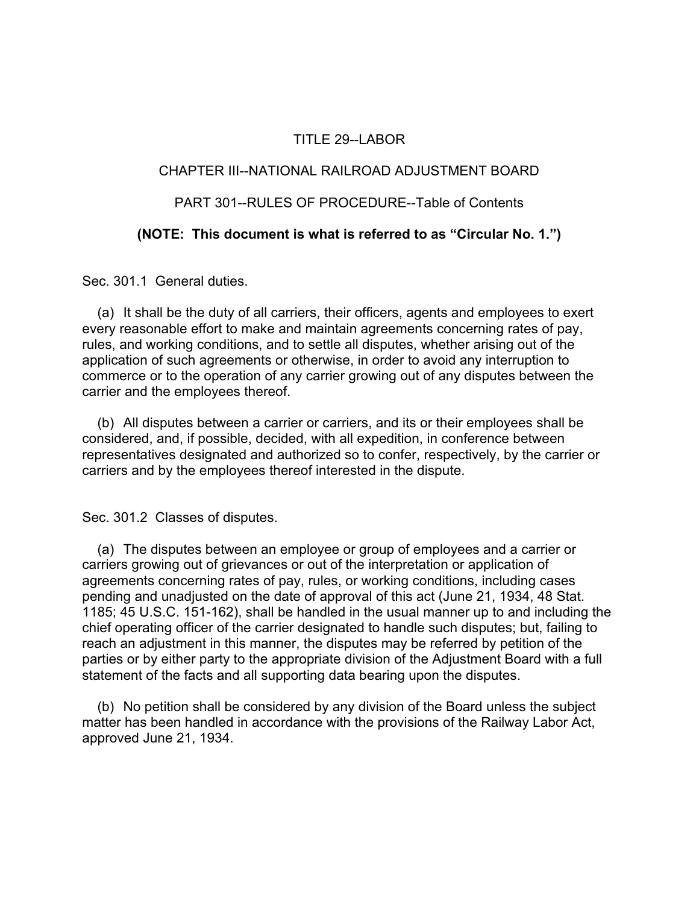# TITLE 29--LABOR

## CHAPTER III--NATIONAL RAILROAD ADJUSTMENT BOARD

## PART 301--RULES OF PROCEDURE--Table of Contents

**(NOTE: This document is what is referred to as "Circular No. 1.")**

Sec. 301.1 General duties.

(a) It shall be the duty of all carriers, their officers, agents and employees to exert every reasonable effort to make and maintain agreements concerning rates of pay, rules, and working conditions, and to settle all disputes, whether arising out of the application of such agreements or otherwise, in order to avoid any interruption to commerce or to the operation of any carrier growing out of any disputes between the carrier and the employees thereof.

(b) All disputes between a carrier or carriers, and its or their employees shall be considered, and, if possible, decided, with all expedition, in conference between representatives designated and authorized so to confer, respectively, by the carrier or carriers and by the employees thereof interested in the dispute.

Sec. 301.2 Classes of disputes.

(a) The disputes between an employee or group of employees and a carrier or carriers growing out of grievances or out of the interpretation or application of agreements concerning rates of pay, rules, or working conditions, including cases pending and unadjusted on the date of approval of this act (June 21, 1934, 48 Stat. 1185; 45 U.S.C. 151-162), shall be handled in the usual manner up to and including the chief operating officer of the carrier designated to handle such disputes; but, failing to reach an adjustment in this manner, the disputes may be referred by petition of the parties or by either party to the appropriate division of the Adjustment Board with a full statement of the facts and all supporting data bearing upon the disputes.

(b) No petition shall be considered by any division of the Board unless the subject matter has been handled in accordance with the provisions of the Railway Labor Act, approved June 21, 1934.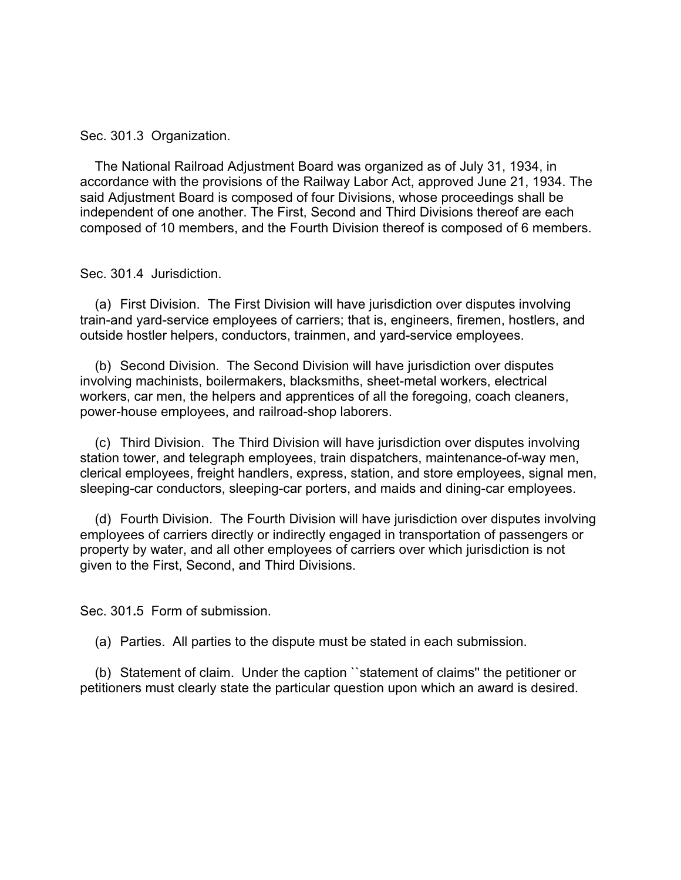Sec. 301.3 Organization.

The National Railroad Adjustment Board was organized as of July 31, 1934, in accordance with the provisions of the Railway Labor Act, approved June 21, 1934. The said Adjustment Board is composed of four Divisions, whose proceedings shall be independent of one another. The First, Second and Third Divisions thereof are each composed of 10 members, and the Fourth Division thereof is composed of 6 members.

Sec. 301.4 Jurisdiction.

(a) First Division. The First Division will have jurisdiction over disputes involving train-and yard-service employees of carriers; that is, engineers, firemen, hostlers, and outside hostler helpers, conductors, trainmen, and yard-service employees.

(b) Second Division. The Second Division will have jurisdiction over disputes involving machinists, boilermakers, blacksmiths, sheet-metal workers, electrical workers, car men, the helpers and apprentices of all the foregoing, coach cleaners, power-house employees, and railroad-shop laborers.

(c) Third Division. The Third Division will have jurisdiction over disputes involving station tower, and telegraph employees, train dispatchers, maintenance-of-way men, clerical employees, freight handlers, express, station, and store employees, signal men, sleeping-car conductors, sleeping-car porters, and maids and dining-car employees.

(d) Fourth Division. The Fourth Division will have jurisdiction over disputes involving employees of carriers directly or indirectly engaged in transportation of passengers or property by water, and all other employees of carriers over which jurisdiction is not given to the First, Second, and Third Divisions.

Sec. 301.5 Form of submission.

(a) Parties. All parties to the dispute must be stated in each submission.

(b) Statement of claim. Under the caption ``statement of claims'' the petitioner or petitioners must clearly state the particular question upon which an award is desired.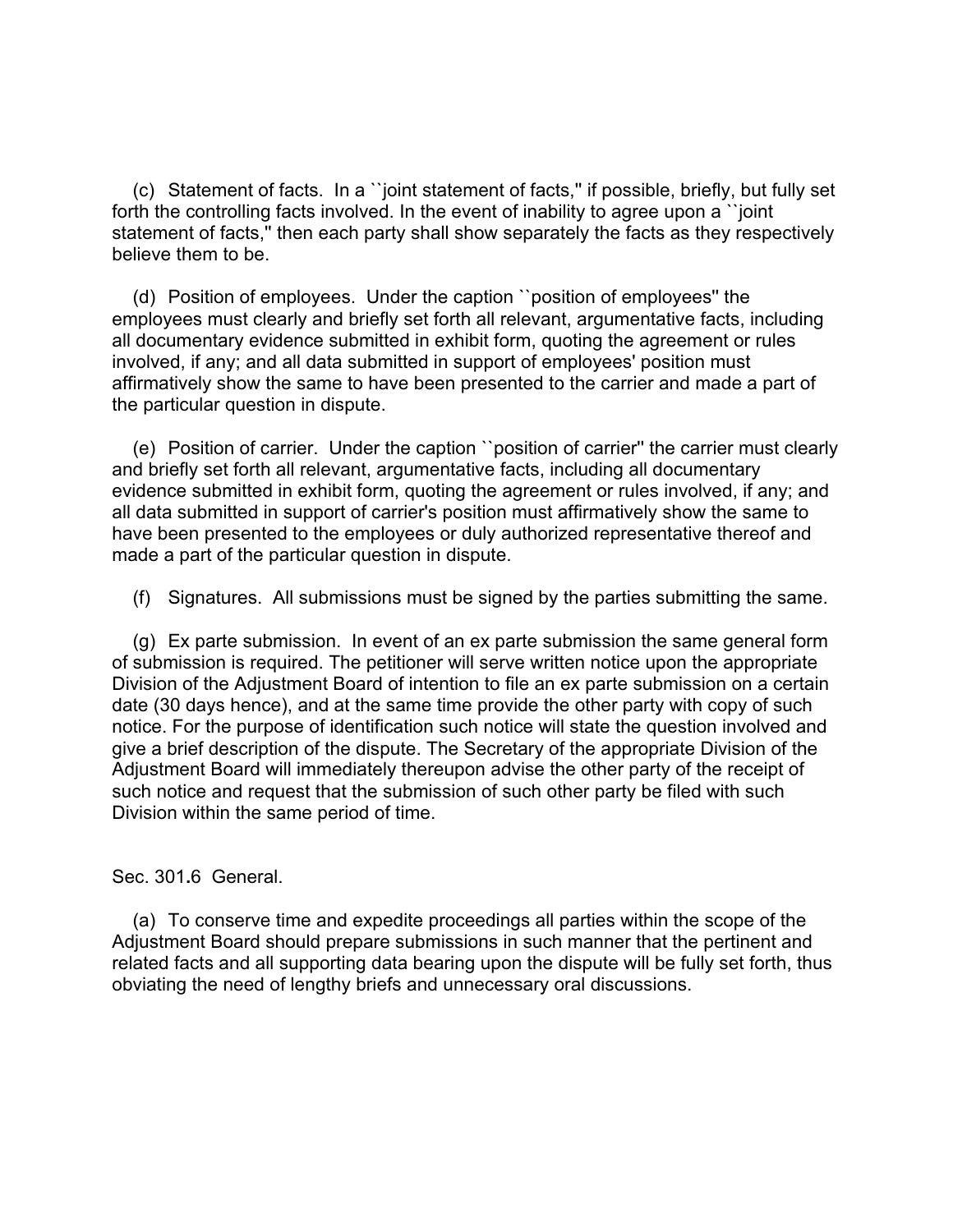(c) Statement of facts. In a ``joint statement of facts,'' if possible, briefly, but fully set forth the controlling facts involved. In the event of inability to agree upon a ``joint statement of facts,'' then each party shall show separately the facts as they respectively believe them to be.

(d) Position of employees. Under the caption ``position of employees'' the employees must clearly and briefly set forth all relevant, argumentative facts, including all documentary evidence submitted in exhibit form, quoting the agreement or rules involved, if any; and all data submitted in support of employees' position must affirmatively show the same to have been presented to the carrier and made a part of the particular question in dispute.

(e) Position of carrier. Under the caption ``position of carrier'' the carrier must clearly and briefly set forth all relevant, argumentative facts, including all documentary evidence submitted in exhibit form, quoting the agreement or rules involved, if any; and all data submitted in support of carrier's position must affirmatively show the same to have been presented to the employees or duly authorized representative thereof and made a part of the particular question in dispute.

(f) Signatures. All submissions must be signed by the parties submitting the same.

(g) Ex parte submission. In event of an ex parte submission the same general form of submission is required. The petitioner will serve written notice upon the appropriate Division of the Adjustment Board of intention to file an ex parte submission on a certain date (30 days hence), and at the same time provide the other party with copy of such notice. For the purpose of identification such notice will state the question involved and give a brief description of the dispute. The Secretary of the appropriate Division of the Adjustment Board will immediately thereupon advise the other party of the receipt of such notice and request that the submission of such other party be filed with such Division within the same period of time.

Sec. 301.6 General.

(a) To conserve time and expedite proceedings all parties within the scope of the Adjustment Board should prepare submissions in such manner that the pertinent and related facts and all supporting data bearing upon the dispute will be fully set forth, thus obviating the need of lengthy briefs and unnecessary oral discussions.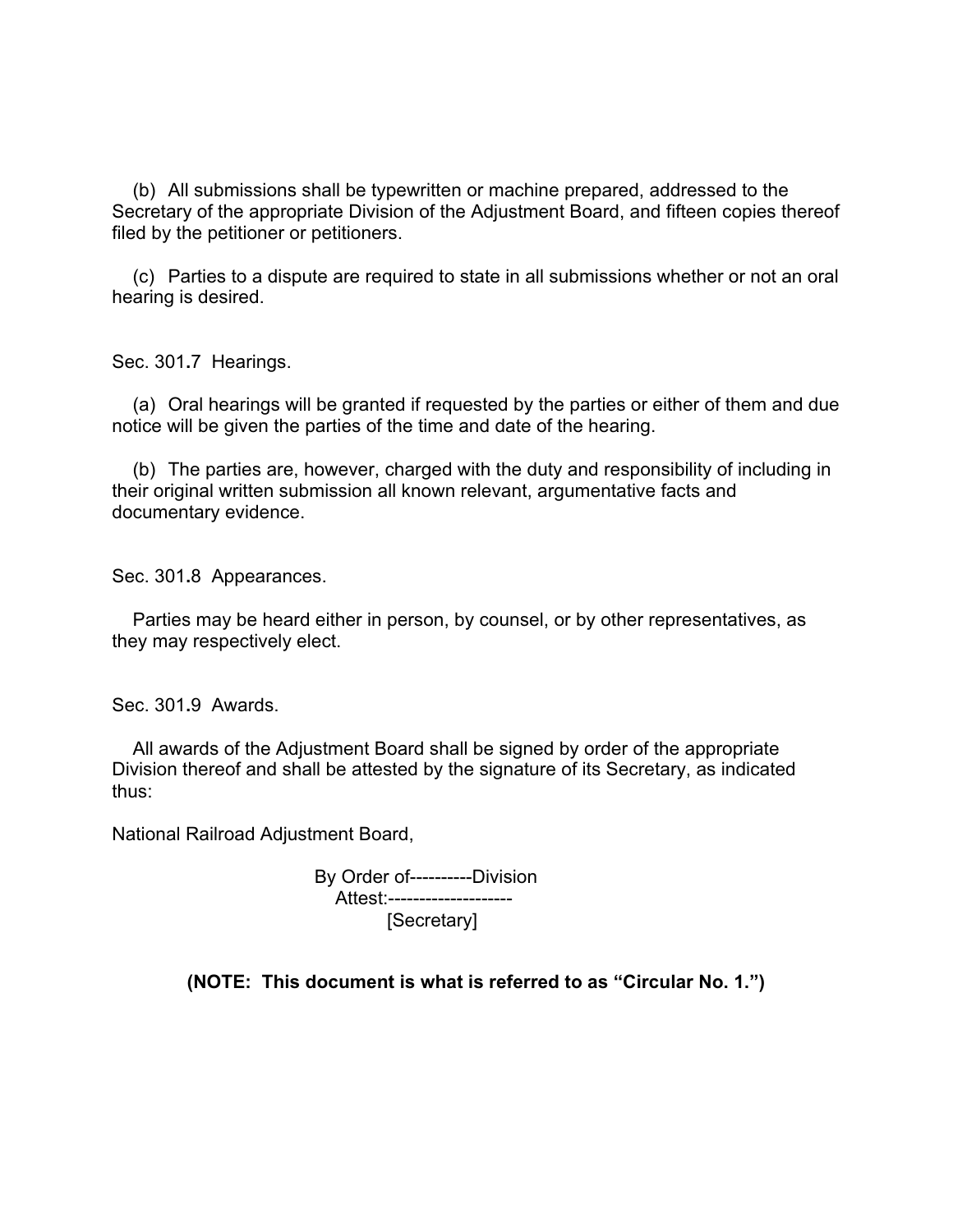(b) All submissions shall be typewritten or machine prepared, addressed to the Secretary of the appropriate Division of the Adjustment Board, and fifteen copies thereof filed by the petitioner or petitioners.

(c) Parties to a dispute are required to state in all submissions whether or not an oral hearing is desired.

Sec. 301.7 Hearings.

(a) Oral hearings will be granted if requested by the parties or either of them and due notice will be given the parties of the time and date of the hearing.

(b) The parties are, however, charged with the duty and responsibility of including in their original written submission all known relevant, argumentative facts and documentary evidence.

Sec. 301.8 Appearances.

Parties may be heard either in person, by counsel, or by other representatives, as they may respectively elect.

Sec. 301.9 Awards.

All awards of the Adjustment Board shall be signed by order of the appropriate Division thereof and shall be attested by the signature of its Secretary, as indicated thus:

National Railroad Adjustment Board,

By Order of----------Division
Attest:--------------------
[Secretary]

**(NOTE: This document is what is referred to as "Circular No. 1.")**